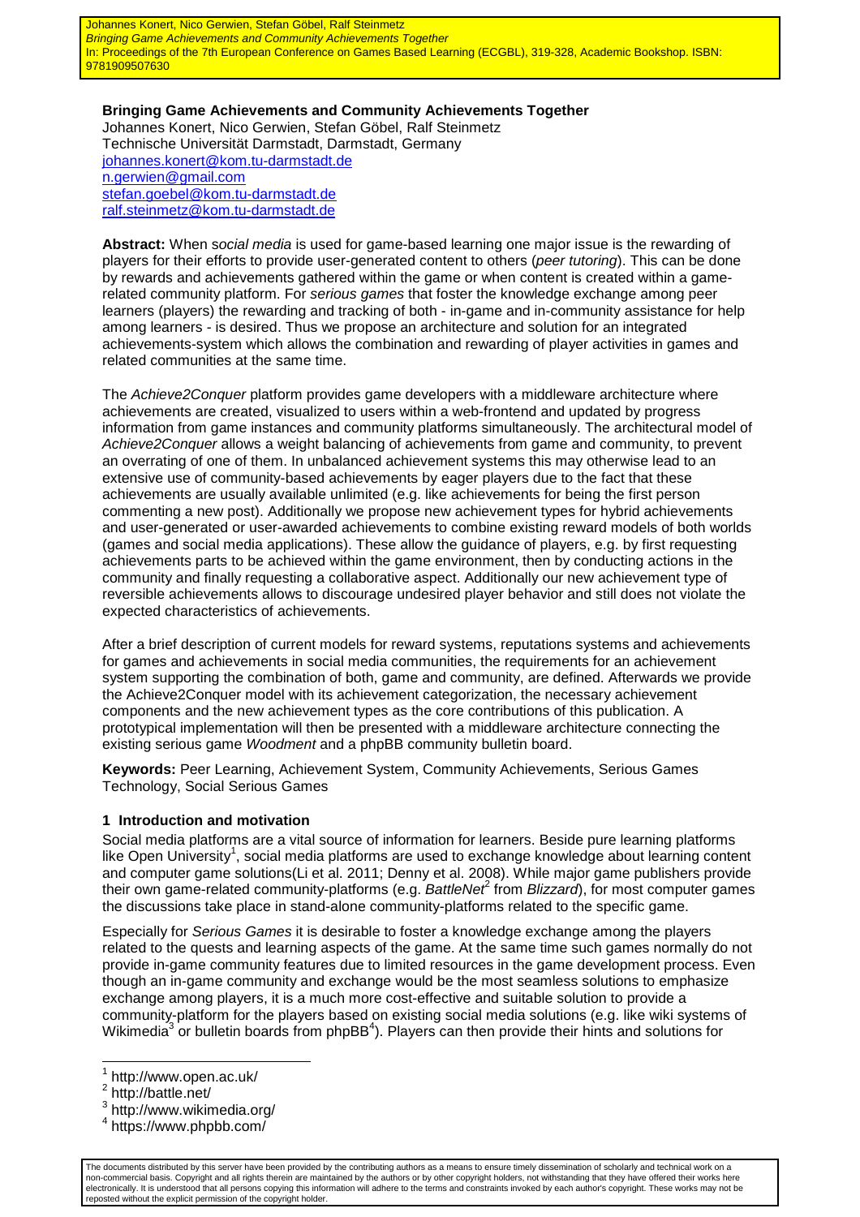Johannes Konert, Nico Gerwien, Stefan Göbel, Ralf Steinmetz
*Bringing Game Achievements and Community Achievements Together*
In: Proceedings of the 7th European Conference on Games Based Learning (ECGBL), 319-328, Academic Bookshop. ISBN: 9781909507630

**Bringing Game Achievements and Community Achievements Together**
Johannes Konert, Nico Gerwien, Stefan Göbel, Ralf Steinmetz
Technische Universität Darmstadt, Darmstadt, Germany
johannes.konert@kom.tu-darmstadt.de
n.gerwien@gmail.com
stefan.goebel@kom.tu-darmstadt.de
ralf.steinmetz@kom.tu-darmstadt.de

**Abstract:** When s*ocial media* is used for game-based learning one major issue is the rewarding of players for their efforts to provide user-generated content to others (*peer tutoring*). This can be done by rewards and achievements gathered within the game or when content is created within a game-related community platform. For *serious games* that foster the knowledge exchange among peer learners (players) the rewarding and tracking of both - in-game and in-community assistance for help among learners - is desired. Thus we propose an architecture and solution for an integrated achievements-system which allows the combination and rewarding of player activities in games and related communities at the same time.

The *Achieve2Conquer* platform provides game developers with a middleware architecture where achievements are created, visualized to users within a web-frontend and updated by progress information from game instances and community platforms simultaneously. The architectural model of *Achieve2Conquer* allows a weight balancing of achievements from game and community, to prevent an overrating of one of them. In unbalanced achievement systems this may otherwise lead to an extensive use of community-based achievements by eager players due to the fact that these achievements are usually available unlimited (e.g. like achievements for being the first person commenting a new post). Additionally we propose new achievement types for hybrid achievements and user-generated or user-awarded achievements to combine existing reward models of both worlds (games and social media applications). These allow the guidance of players, e.g. by first requesting achievements parts to be achieved within the game environment, then by conducting actions in the community and finally requesting a collaborative aspect. Additionally our new achievement type of reversible achievements allows to discourage undesired player behavior and still does not violate the expected characteristics of achievements.

After a brief description of current models for reward systems, reputations systems and achievements for games and achievements in social media communities, the requirements for an achievement system supporting the combination of both, game and community, are defined. Afterwards we provide the Achieve2Conquer model with its achievement categorization, the necessary achievement components and the new achievement types as the core contributions of this publication. A prototypical implementation will then be presented with a middleware architecture connecting the existing serious game *Woodment* and a phpBB community bulletin board.

**Keywords:** Peer Learning, Achievement System, Community Achievements, Serious Games Technology, Social Serious Games

## 1 Introduction and motivation

Social media platforms are a vital source of information for learners. Beside pure learning platforms like Open University[1], social media platforms are used to exchange knowledge about learning content and computer game solutions(Li et al. 2011; Denny et al. 2008). While major game publishers provide their own game-related community-platforms (e.g. *BattleNet*[2] from *Blizzard*), for most computer games the discussions take place in stand-alone community-platforms related to the specific game.

Especially for *Serious Games* it is desirable to foster a knowledge exchange among the players related to the quests and learning aspects of the game. At the same time such games normally do not provide in-game community features due to limited resources in the game development process. Even though an in-game community and exchange would be the most seamless solutions to emphasize exchange among players, it is a much more cost-effective and suitable solution to provide a community-platform for the players based on existing social media solutions (e.g. like wiki systems of Wikimedia[3] or bulletin boards from phpBB[4]). Players can then provide their hints and solutions for

[1] http://www.open.ac.uk/
[2] http://battle.net/
[3] http://www.wikimedia.org/
[4] https://www.phpbb.com/

The documents distributed by this server have been provided by the contributing authors as a means to ensure timely dissemination of scholarly and technical work on a non-commercial basis. Copyright and all rights therein are maintained by the authors or by other copyright holders, not withstanding that they have offered their works here electronically. It is understood that all persons copying this information will adhere to the terms and constraints invoked by each author's copyright. These works may not be reposted without the explicit permission of the copyright holder.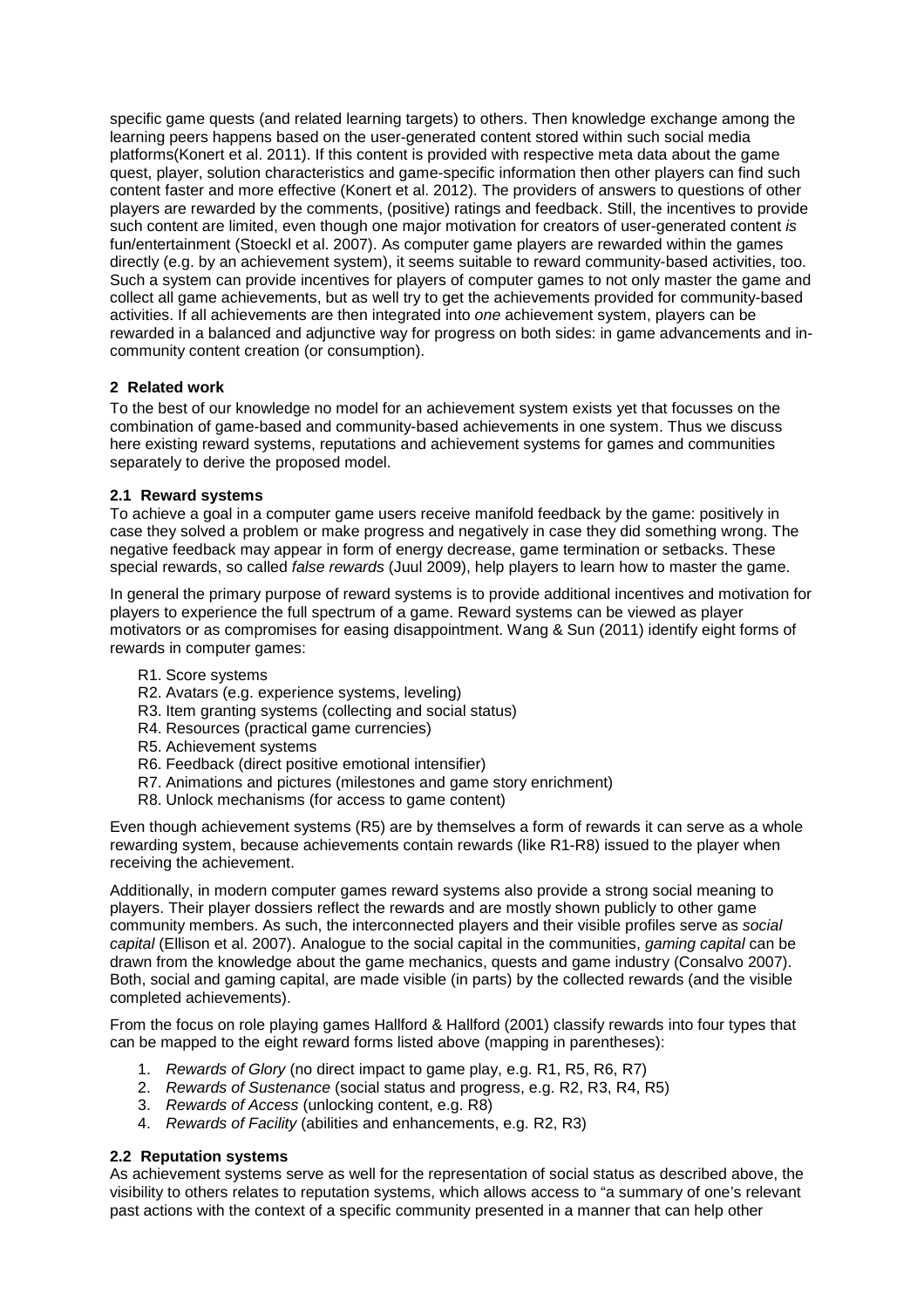specific game quests (and related learning targets) to others. Then knowledge exchange among the learning peers happens based on the user-generated content stored within such social media platforms(Konert et al. 2011). If this content is provided with respective meta data about the game quest, player, solution characteristics and game-specific information then other players can find such content faster and more effective (Konert et al. 2012). The providers of answers to questions of other players are rewarded by the comments, (positive) ratings and feedback. Still, the incentives to provide such content are limited, even though one major motivation for creators of user-generated content *is* fun/entertainment (Stoeckl et al. 2007). As computer game players are rewarded within the games directly (e.g. by an achievement system), it seems suitable to reward community-based activities, too. Such a system can provide incentives for players of computer games to not only master the game and collect all game achievements, but as well try to get the achievements provided for community-based activities. If all achievements are then integrated into *one* achievement system, players can be rewarded in a balanced and adjunctive way for progress on both sides: in game advancements and in-community content creation (or consumption).

## 2 Related work

To the best of our knowledge no model for an achievement system exists yet that focusses on the combination of game-based and community-based achievements in one system. Thus we discuss here existing reward systems, reputations and achievement systems for games and communities separately to derive the proposed model.

### 2.1 Reward systems

To achieve a goal in a computer game users receive manifold feedback by the game: positively in case they solved a problem or make progress and negatively in case they did something wrong. The negative feedback may appear in form of energy decrease, game termination or setbacks. These special rewards, so called *false rewards* (Juul 2009), help players to learn how to master the game.

In general the primary purpose of reward systems is to provide additional incentives and motivation for players to experience the full spectrum of a game. Reward systems can be viewed as player motivators or as compromises for easing disappointment. Wang & Sun (2011) identify eight forms of rewards in computer games:

- R1. Score systems
- R2. Avatars (e.g. experience systems, leveling)
- R3. Item granting systems (collecting and social status)
- R4. Resources (practical game currencies)
- R5. Achievement systems
- R6. Feedback (direct positive emotional intensifier)
- R7. Animations and pictures (milestones and game story enrichment)
- R8. Unlock mechanisms (for access to game content)

Even though achievement systems (R5) are by themselves a form of rewards it can serve as a whole rewarding system, because achievements contain rewards (like R1-R8) issued to the player when receiving the achievement.

Additionally, in modern computer games reward systems also provide a strong social meaning to players. Their player dossiers reflect the rewards and are mostly shown publicly to other game community members. As such, the interconnected players and their visible profiles serve as *social capital* (Ellison et al. 2007). Analogue to the social capital in the communities, *gaming capital* can be drawn from the knowledge about the game mechanics, quests and game industry (Consalvo 2007). Both, social and gaming capital, are made visible (in parts) by the collected rewards (and the visible completed achievements).

From the focus on role playing games Hallford & Hallford (2001) classify rewards into four types that can be mapped to the eight reward forms listed above (mapping in parentheses):

1. *Rewards of Glory* (no direct impact to game play, e.g. R1, R5, R6, R7)
2. *Rewards of Sustenance* (social status and progress, e.g. R2, R3, R4, R5)
3. *Rewards of Access* (unlocking content, e.g. R8)
4. *Rewards of Facility* (abilities and enhancements, e.g. R2, R3)

### 2.2 Reputation systems

As achievement systems serve as well for the representation of social status as described above, the visibility to others relates to reputation systems, which allows access to "a summary of one's relevant past actions with the context of a specific community presented in a manner that can help other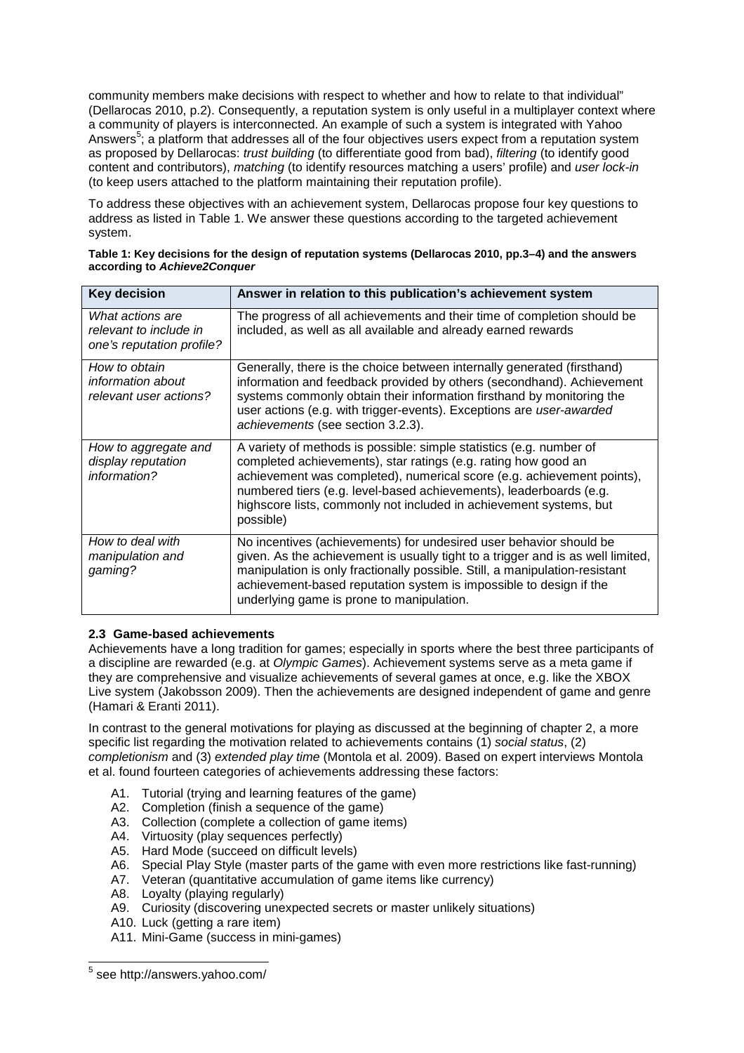community members make decisions with respect to whether and how to relate to that individual" (Dellarocas 2010, p.2). Consequently, a reputation system is only useful in a multiplayer context where a community of players is interconnected. An example of such a system is integrated with Yahoo Answers[5]; a platform that addresses all of the four objectives users expect from a reputation system as proposed by Dellarocas: *trust building* (to differentiate good from bad), *filtering* (to identify good content and contributors), *matching* (to identify resources matching a users' profile) and *user lock-in* (to keep users attached to the platform maintaining their reputation profile).

To address these objectives with an achievement system, Dellarocas propose four key questions to address as listed in Table 1. We answer these questions according to the targeted achievement system.

**Table 1: Key decisions for the design of reputation systems (Dellarocas 2010, pp.3–4) and the answers according to *Achieve2Conquer***

| Key decision | Answer in relation to this publication's achievement system |
|---|---|
| *What actions are relevant to include in one's reputation profile?* | The progress of all achievements and their time of completion should be included, as well as all available and already earned rewards |
| *How to obtain information about relevant user actions?* | Generally, there is the choice between internally generated (firsthand) information and feedback provided by others (secondhand). Achievement systems commonly obtain their information firsthand by monitoring the user actions (e.g. with trigger-events). Exceptions are *user-awarded achievements* (see section 3.2.3). |
| *How to aggregate and display reputation information?* | A variety of methods is possible: simple statistics (e.g. number of completed achievements), star ratings (e.g. rating how good an achievement was completed), numerical score (e.g. achievement points), numbered tiers (e.g. level-based achievements), leaderboards (e.g. highscore lists, commonly not included in achievement systems, but possible) |
| *How to deal with manipulation and gaming?* | No incentives (achievements) for undesired user behavior should be given. As the achievement is usually tight to a trigger and is as well limited, manipulation is only fractionally possible. Still, a manipulation-resistant achievement-based reputation system is impossible to design if the underlying game is prone to manipulation. |

### 2.3 Game-based achievements

Achievements have a long tradition for games; especially in sports where the best three participants of a discipline are rewarded (e.g. at *Olympic Games*). Achievement systems serve as a meta game if they are comprehensive and visualize achievements of several games at once, e.g. like the XBOX Live system (Jakobsson 2009). Then the achievements are designed independent of game and genre (Hamari & Eranti 2011).

In contrast to the general motivations for playing as discussed at the beginning of chapter 2, a more specific list regarding the motivation related to achievements contains (1) *social status*, (2) *completionism* and (3) *extended play time* (Montola et al. 2009). Based on expert interviews Montola et al. found fourteen categories of achievements addressing these factors:

- A1. Tutorial (trying and learning features of the game)
- A2. Completion (finish a sequence of the game)
- A3. Collection (complete a collection of game items)
- A4. Virtuosity (play sequences perfectly)
- A5. Hard Mode (succeed on difficult levels)
- A6. Special Play Style (master parts of the game with even more restrictions like fast-running)
- A7. Veteran (quantitative accumulation of game items like currency)
- A8. Loyalty (playing regularly)
- A9. Curiosity (discovering unexpected secrets or master unlikely situations)
- A10. Luck (getting a rare item)
- A11. Mini-Game (success in mini-games)

[5] see http://answers.yahoo.com/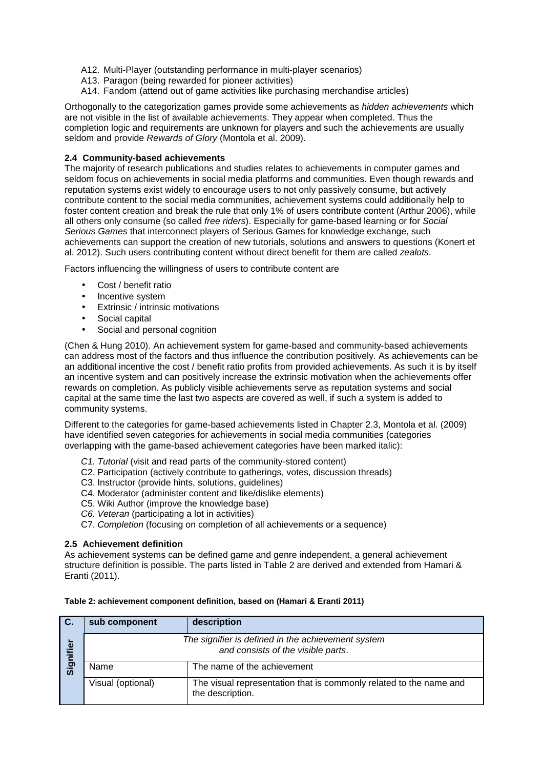A12. Multi-Player (outstanding performance in multi-player scenarios)
A13. Paragon (being rewarded for pioneer activities)
A14. Fandom (attend out of game activities like purchasing merchandise articles)

Orthogonally to the categorization games provide some achievements as *hidden achievements* which are not visible in the list of available achievements. They appear when completed. Thus the completion logic and requirements are unknown for players and such the achievements are usually seldom and provide *Rewards of Glory* (Montola et al. 2009).

### 2.4 Community-based achievements

The majority of research publications and studies relates to achievements in computer games and seldom focus on achievements in social media platforms and communities. Even though rewards and reputation systems exist widely to encourage users to not only passively consume, but actively contribute content to the social media communities, achievement systems could additionally help to foster content creation and break the rule that only 1% of users contribute content (Arthur 2006), while all others only consume (so called *free riders*). Especially for game-based learning or for *Social Serious Games* that interconnect players of Serious Games for knowledge exchange, such achievements can support the creation of new tutorials, solutions and answers to questions (Konert et al. 2012). Such users contributing content without direct benefit for them are called *zealots*.

Factors influencing the willingness of users to contribute content are

- Cost / benefit ratio
- Incentive system
- Extrinsic / intrinsic motivations
- Social capital
- Social and personal cognition

(Chen & Hung 2010). An achievement system for game-based and community-based achievements can address most of the factors and thus influence the contribution positively. As achievements can be an additional incentive the cost / benefit ratio profits from provided achievements. As such it is by itself an incentive system and can positively increase the extrinsic motivation when the achievements offer rewards on completion. As publicly visible achievements serve as reputation systems and social capital at the same time the last two aspects are covered as well, if such a system is added to community systems.

Different to the categories for game-based achievements listed in Chapter 2.3, Montola et al. (2009) have identified seven categories for achievements in social media communities (categories overlapping with the game-based achievement categories have been marked italic):

*C1. Tutorial* (visit and read parts of the community-stored content)
C2. Participation (actively contribute to gatherings, votes, discussion threads)
C3. Instructor (provide hints, solutions, guidelines)
C4. Moderator (administer content and like/dislike elements)
C5. Wiki Author (improve the knowledge base)
*C6. Veteran* (participating a lot in activities)
C7. *Completion* (focusing on completion of all achievements or a sequence)

### 2.5 Achievement definition

As achievement systems can be defined game and genre independent, a general achievement structure definition is possible. The parts listed in Table 2 are derived and extended from Hamari & Eranti (2011).

**Table 2: achievement component definition, based on (Hamari & Eranti 2011)**

| C. | sub component | description |
|---|---|---|
| Signifier | *The signifier is defined in the achievement system and consists of the visible parts.* | |
| | Name | The name of the achievement |
| | Visual (optional) | The visual representation that is commonly related to the name and the description. |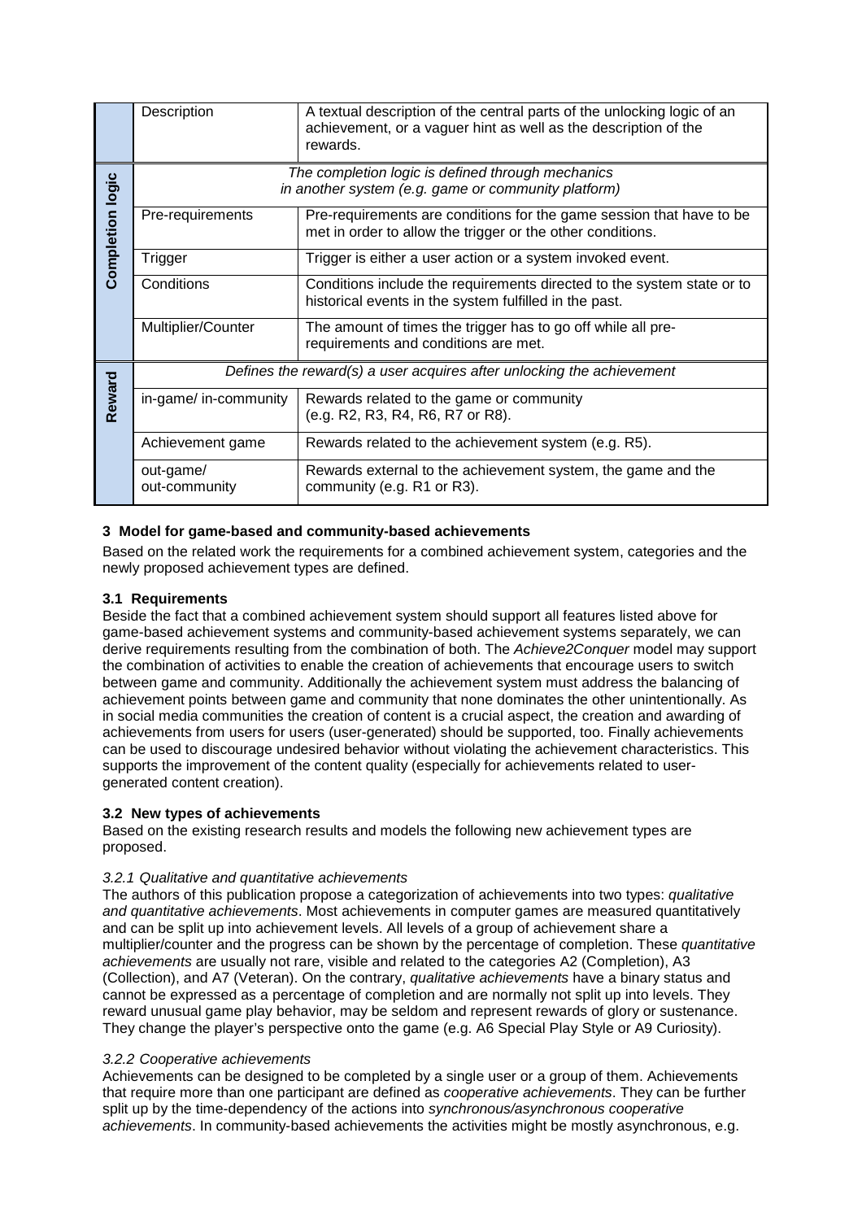| | | |
|---|---|---|
| | Description | A textual description of the central parts of the unlocking logic of an achievement, or a vaguer hint as well as the description of the rewards. |
| **Completion logic** | *The completion logic is defined through mechanics in another system (e.g. game or community platform)* | |
| | Pre-requirements | Pre-requirements are conditions for the game session that have to be met in order to allow the trigger or the other conditions. |
| | Trigger | Trigger is either a user action or a system invoked event. |
| | Conditions | Conditions include the requirements directed to the system state or to historical events in the system fulfilled in the past. |
| | Multiplier/Counter | The amount of times the trigger has to go off while all pre-requirements and conditions are met. |
| **Reward** | *Defines the reward(s) a user acquires after unlocking the achievement* | |
| | in-game/ in-community | Rewards related to the game or community (e.g. R2, R3, R4, R6, R7 or R8). |
| | Achievement game | Rewards related to the achievement system (e.g. R5). |
| | out-game/ out-community | Rewards external to the achievement system, the game and the community (e.g. R1 or R3). |

## 3 Model for game-based and community-based achievements

Based on the related work the requirements for a combined achievement system, categories and the newly proposed achievement types are defined.

### 3.1 Requirements

Beside the fact that a combined achievement system should support all features listed above for game-based achievement systems and community-based achievement systems separately, we can derive requirements resulting from the combination of both. The *Achieve2Conquer* model may support the combination of activities to enable the creation of achievements that encourage users to switch between game and community. Additionally the achievement system must address the balancing of achievement points between game and community that none dominates the other unintentionally. As in social media communities the creation of content is a crucial aspect, the creation and awarding of achievements from users for users (user-generated) should be supported, too. Finally achievements can be used to discourage undesired behavior without violating the achievement characteristics. This supports the improvement of the content quality (especially for achievements related to user-generated content creation).

### 3.2 New types of achievements

Based on the existing research results and models the following new achievement types are proposed.

#### *3.2.1 Qualitative and quantitative achievements*

The authors of this publication propose a categorization of achievements into two types: *qualitative and quantitative achievements*. Most achievements in computer games are measured quantitatively and can be split up into achievement levels. All levels of a group of achievement share a multiplier/counter and the progress can be shown by the percentage of completion. These *quantitative achievements* are usually not rare, visible and related to the categories A2 (Completion), A3 (Collection), and A7 (Veteran). On the contrary, *qualitative achievements* have a binary status and cannot be expressed as a percentage of completion and are normally not split up into levels. They reward unusual game play behavior, may be seldom and represent rewards of glory or sustenance. They change the player's perspective onto the game (e.g. A6 Special Play Style or A9 Curiosity).

#### *3.2.2 Cooperative achievements*

Achievements can be designed to be completed by a single user or a group of them. Achievements that require more than one participant are defined as *cooperative achievements*. They can be further split up by the time-dependency of the actions into *synchronous/asynchronous cooperative achievements*. In community-based achievements the activities might be mostly asynchronous, e.g.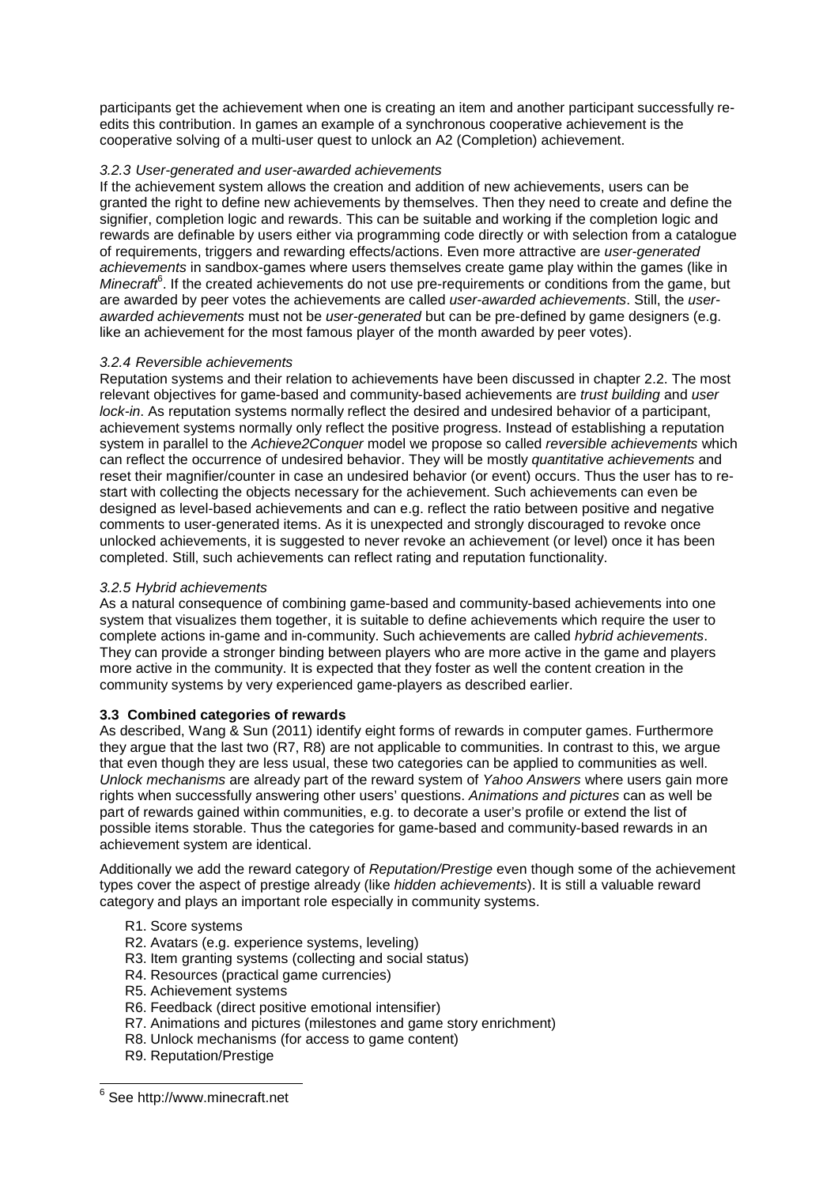participants get the achievement when one is creating an item and another participant successfully re-edits this contribution. In games an example of a synchronous cooperative achievement is the cooperative solving of a multi-user quest to unlock an A2 (Completion) achievement.

#### *3.2.3 User-generated and user-awarded achievements*

If the achievement system allows the creation and addition of new achievements, users can be granted the right to define new achievements by themselves. Then they need to create and define the signifier, completion logic and rewards. This can be suitable and working if the completion logic and rewards are definable by users either via programming code directly or with selection from a catalogue of requirements, triggers and rewarding effects/actions. Even more attractive are *user-generated achievements* in sandbox-games where users themselves create game play within the games (like in *Minecraft*[6]. If the created achievements do not use pre-requirements or conditions from the game, but are awarded by peer votes the achievements are called *user-awarded achievements*. Still, the *user-awarded achievements* must not be *user-generated* but can be pre-defined by game designers (e.g. like an achievement for the most famous player of the month awarded by peer votes).

#### *3.2.4 Reversible achievements*

Reputation systems and their relation to achievements have been discussed in chapter 2.2. The most relevant objectives for game-based and community-based achievements are *trust building* and *user lock-in*. As reputation systems normally reflect the desired and undesired behavior of a participant, achievement systems normally only reflect the positive progress. Instead of establishing a reputation system in parallel to the *Achieve2Conquer* model we propose so called *reversible achievements* which can reflect the occurrence of undesired behavior. They will be mostly *quantitative achievements* and reset their magnifier/counter in case an undesired behavior (or event) occurs. Thus the user has to re-start with collecting the objects necessary for the achievement. Such achievements can even be designed as level-based achievements and can e.g. reflect the ratio between positive and negative comments to user-generated items. As it is unexpected and strongly discouraged to revoke once unlocked achievements, it is suggested to never revoke an achievement (or level) once it has been completed. Still, such achievements can reflect rating and reputation functionality.

#### *3.2.5 Hybrid achievements*

As a natural consequence of combining game-based and community-based achievements into one system that visualizes them together, it is suitable to define achievements which require the user to complete actions in-game and in-community. Such achievements are called *hybrid achievements*. They can provide a stronger binding between players who are more active in the game and players more active in the community. It is expected that they foster as well the content creation in the community systems by very experienced game-players as described earlier.

### **3.3 Combined categories of rewards**

As described, Wang & Sun (2011) identify eight forms of rewards in computer games. Furthermore they argue that the last two (R7, R8) are not applicable to communities. In contrast to this, we argue that even though they are less usual, these two categories can be applied to communities as well. *Unlock mechanisms* are already part of the reward system of *Yahoo Answers* where users gain more rights when successfully answering other users' questions. *Animations and pictures* can as well be part of rewards gained within communities, e.g. to decorate a user's profile or extend the list of possible items storable. Thus the categories for game-based and community-based rewards in an achievement system are identical.

Additionally we add the reward category of *Reputation/Prestige* even though some of the achievement types cover the aspect of prestige already (like *hidden achievements*). It is still a valuable reward category and plays an important role especially in community systems.

- R1. Score systems
- R2. Avatars (e.g. experience systems, leveling)
- R3. Item granting systems (collecting and social status)
- R4. Resources (practical game currencies)
- R5. Achievement systems
- R6. Feedback (direct positive emotional intensifier)
- R7. Animations and pictures (milestones and game story enrichment)
- R8. Unlock mechanisms (for access to game content)
- R9. Reputation/Prestige

[6] See http://www.minecraft.net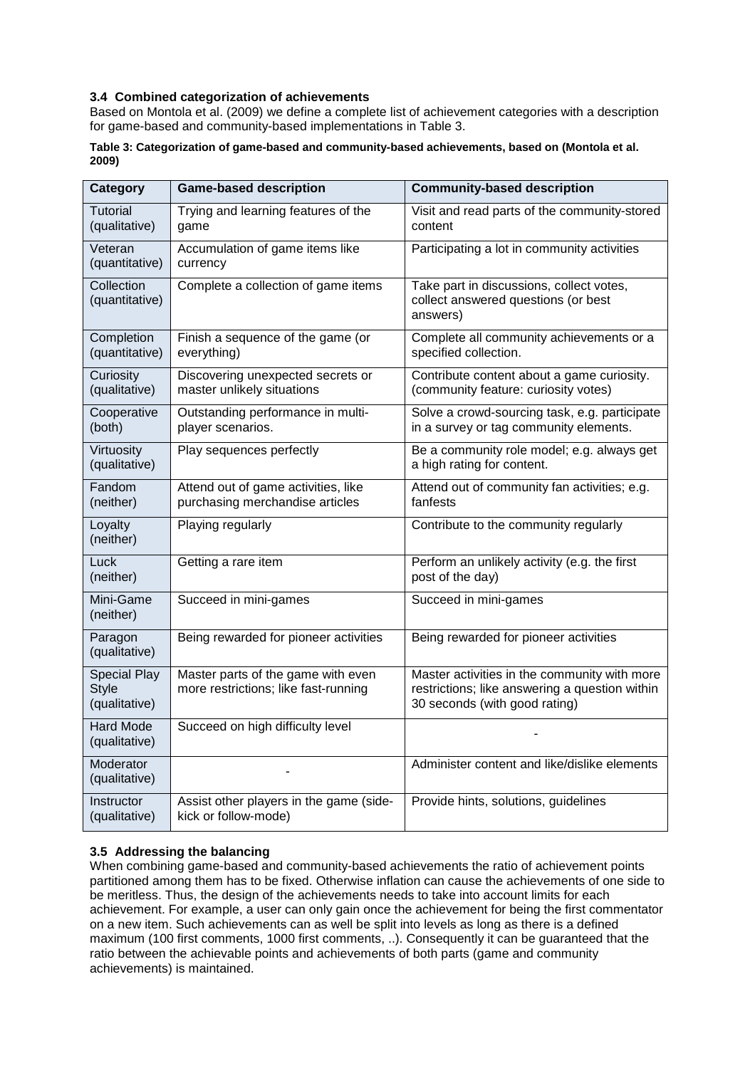### 3.4 Combined categorization of achievements

Based on Montola et al. (2009) we define a complete list of achievement categories with a description for game-based and community-based implementations in Table 3.

**Table 3: Categorization of game-based and community-based achievements, based on (Montola et al. 2009)**

| Category | Game-based description | Community-based description |
|---|---|---|
| Tutorial (qualitative) | Trying and learning features of the game | Visit and read parts of the community-stored content |
| Veteran (quantitative) | Accumulation of game items like currency | Participating a lot in community activities |
| Collection (quantitative) | Complete a collection of game items | Take part in discussions, collect votes, collect answered questions (or best answers) |
| Completion (quantitative) | Finish a sequence of the game (or everything) | Complete all community achievements or a specified collection. |
| Curiosity (qualitative) | Discovering unexpected secrets or master unlikely situations | Contribute content about a game curiosity. (community feature: curiosity votes) |
| Cooperative (both) | Outstanding performance in multi-player scenarios. | Solve a crowd-sourcing task, e.g. participate in a survey or tag community elements. |
| Virtuosity (qualitative) | Play sequences perfectly | Be a community role model; e.g. always get a high rating for content. |
| Fandom (neither) | Attend out of game activities, like purchasing merchandise articles | Attend out of community fan activities; e.g. fanfests |
| Loyalty (neither) | Playing regularly | Contribute to the community regularly |
| Luck (neither) | Getting a rare item | Perform an unlikely activity (e.g. the first post of the day) |
| Mini-Game (neither) | Succeed in mini-games | Succeed in mini-games |
| Paragon (qualitative) | Being rewarded for pioneer activities | Being rewarded for pioneer activities |
| Special Play Style (qualitative) | Master parts of the game with even more restrictions; like fast-running | Master activities in the community with more restrictions; like answering a question within 30 seconds (with good rating) |
| Hard Mode (qualitative) | Succeed on high difficulty level | - |
| Moderator (qualitative) | - | Administer content and like/dislike elements |
| Instructor (qualitative) | Assist other players in the game (side-kick or follow-mode) | Provide hints, solutions, guidelines |

### 3.5 Addressing the balancing

When combining game-based and community-based achievements the ratio of achievement points partitioned among them has to be fixed. Otherwise inflation can cause the achievements of one side to be meritless. Thus, the design of the achievements needs to take into account limits for each achievement. For example, a user can only gain once the achievement for being the first commentator on a new item. Such achievements can as well be split into levels as long as there is a defined maximum (100 first comments, 1000 first comments, ..). Consequently it can be guaranteed that the ratio between the achievable points and achievements of both parts (game and community achievements) is maintained.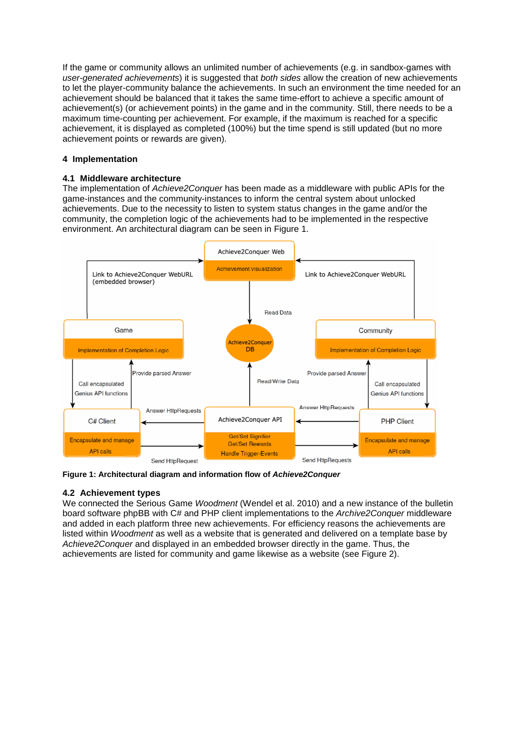If the game or community allows an unlimited number of achievements (e.g. in sandbox-games with *user-generated achievements*) it is suggested that *both sides* allow the creation of new achievements to let the player-community balance the achievements. In such an environment the time needed for an achievement should be balanced that it takes the same time-effort to achieve a specific amount of achievement(s) (or achievement points) in the game and in the community. Still, there needs to be a maximum time-counting per achievement. For example, if the maximum is reached for a specific achievement, it is displayed as completed (100%) but the time spend is still updated (but no more achievement points or rewards are given).

## 4 Implementation

### 4.1 Middleware architecture

The implementation of *Achieve2Conquer* has been made as a middleware with public APIs for the game-instances and the community-instances to inform the central system about unlocked achievements. Due to the necessity to listen to system status changes in the game and/or the community, the completion logic of the achievements had to be implemented in the respective environment. An architectural diagram can be seen in Figure 1.

**Figure 1: Architectural diagram and information flow of *Achieve2Conquer***

### 4.2 Achievement types

We connected the Serious Game *Woodment* (Wendel et al. 2010) and a new instance of the bulletin board software phpBB with C# and PHP client implementations to the *Archive2Conquer* middleware and added in each platform three new achievements. For efficiency reasons the achievements are listed within *Woodment* as well as a website that is generated and delivered on a template base by *Achieve2Conquer* and displayed in an embedded browser directly in the game. Thus, the achievements are listed for community and game likewise as a website (see Figure 2).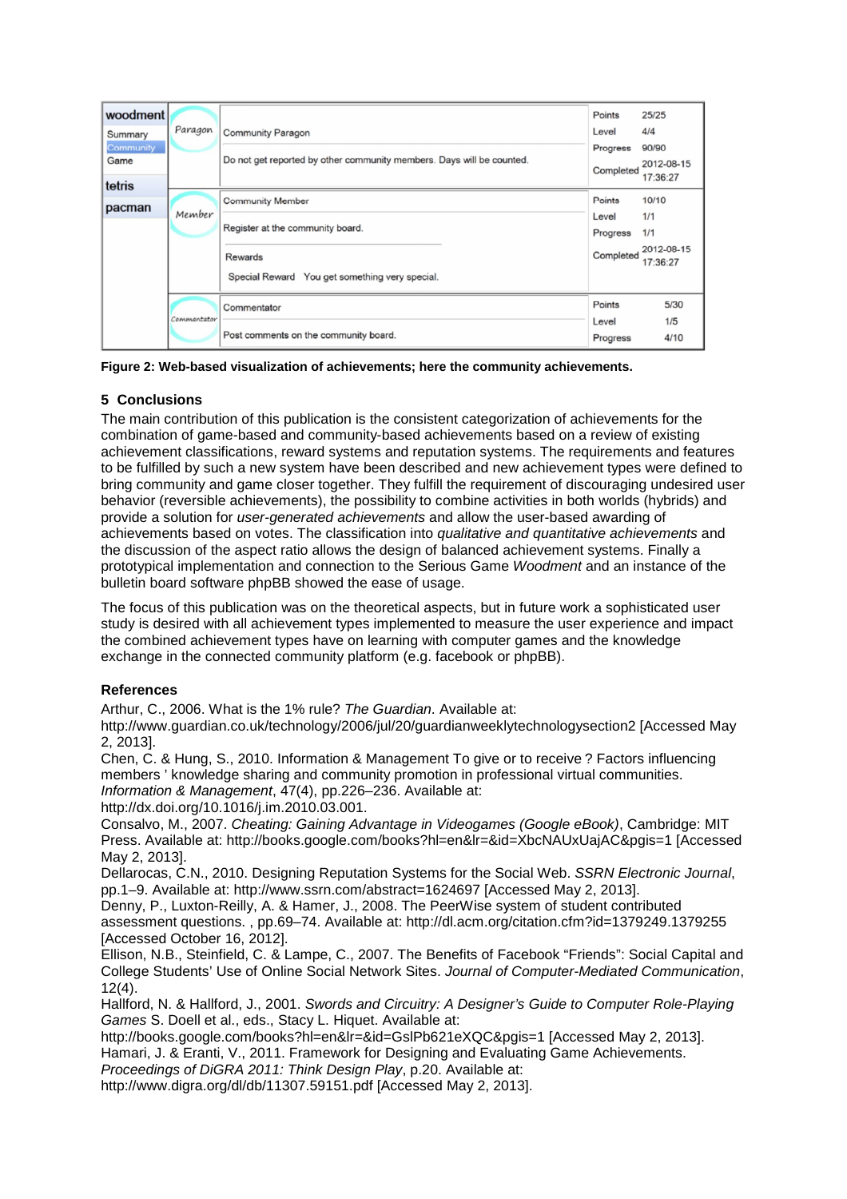**Figure 2: Web-based visualization of achievements; here the community achievements.**

## 5 Conclusions

The main contribution of this publication is the consistent categorization of achievements for the combination of game-based and community-based achievements based on a review of existing achievement classifications, reward systems and reputation systems. The requirements and features to be fulfilled by such a new system have been described and new achievement types were defined to bring community and game closer together. They fulfill the requirement of discouraging undesired user behavior (reversible achievements), the possibility to combine activities in both worlds (hybrids) and provide a solution for *user-generated achievements* and allow the user-based awarding of achievements based on votes. The classification into *qualitative and quantitative achievements* and the discussion of the aspect ratio allows the design of balanced achievement systems. Finally a prototypical implementation and connection to the Serious Game *Woodment* and an instance of the bulletin board software phpBB showed the ease of usage.

The focus of this publication was on the theoretical aspects, but in future work a sophisticated user study is desired with all achievement types implemented to measure the user experience and impact the combined achievement types have on learning with computer games and the knowledge exchange in the connected community platform (e.g. facebook or phpBB).

### References

Arthur, C., 2006. What is the 1% rule? *The Guardian*. Available at: http://www.guardian.co.uk/technology/2006/jul/20/guardianweeklytechnologysection2 [Accessed May 2, 2013].

Chen, C. & Hung, S., 2010. Information & Management To give or to receive ? Factors influencing members ' knowledge sharing and community promotion in professional virtual communities. *Information & Management*, 47(4), pp.226–236. Available at: http://dx.doi.org/10.1016/j.im.2010.03.001.

Consalvo, M., 2007. *Cheating: Gaining Advantage in Videogames (Google eBook)*, Cambridge: MIT Press. Available at: http://books.google.com/books?hl=en&lr=&id=XbcNAUxUajAC&pgis=1 [Accessed May 2, 2013].

Dellarocas, C.N., 2010. Designing Reputation Systems for the Social Web. *SSRN Electronic Journal*, pp.1–9. Available at: http://www.ssrn.com/abstract=1624697 [Accessed May 2, 2013].

Denny, P., Luxton-Reilly, A. & Hamer, J., 2008. The PeerWise system of student contributed assessment questions. , pp.69–74. Available at: http://dl.acm.org/citation.cfm?id=1379249.1379255 [Accessed October 16, 2012].

Ellison, N.B., Steinfield, C. & Lampe, C., 2007. The Benefits of Facebook “Friends”: Social Capital and College Students’ Use of Online Social Network Sites. *Journal of Computer-Mediated Communication*, 12(4).

Hallford, N. & Hallford, J., 2001. *Swords and Circuitry: A Designer’s Guide to Computer Role-Playing Games* S. Doell et al., eds., Stacy L. Hiquet. Available at: http://books.google.com/books?hl=en&lr=&id=GslPb621eXQC&pgis=1 [Accessed May 2, 2013].

Hamari, J. & Eranti, V., 2011. Framework for Designing and Evaluating Game Achievements. *Proceedings of DiGRA 2011: Think Design Play*, p.20. Available at: http://www.digra.org/dl/db/11307.59151.pdf [Accessed May 2, 2013].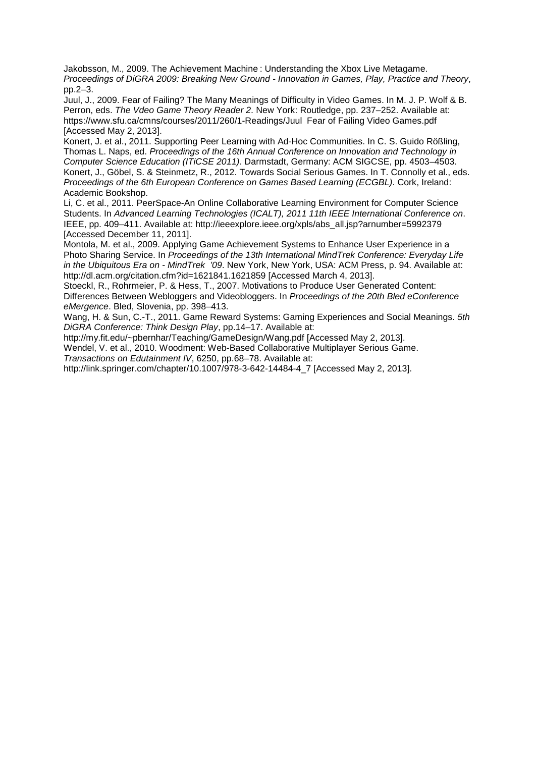Jakobsson, M., 2009. The Achievement Machine : Understanding the Xbox Live Metagame. *Proceedings of DiGRA 2009: Breaking New Ground - Innovation in Games, Play, Practice and Theory*, pp.2–3.

Juul, J., 2009. Fear of Failing? The Many Meanings of Difficulty in Video Games. In M. J. P. Wolf & B. Perron, eds. *The Vdeo Game Theory Reader 2*. New York: Routledge, pp. 237–252. Available at: https://www.sfu.ca/cmns/courses/2011/260/1-Readings/Juul Fear of Failing Video Games.pdf [Accessed May 2, 2013].

Konert, J. et al., 2011. Supporting Peer Learning with Ad-Hoc Communities. In C. S. Guido Rößling, Thomas L. Naps, ed. *Proceedings of the 16th Annual Conference on Innovation and Technology in Computer Science Education (ITiCSE 2011)*. Darmstadt, Germany: ACM SIGCSE, pp. 4503–4503.

Konert, J., Göbel, S. & Steinmetz, R., 2012. Towards Social Serious Games. In T. Connolly et al., eds. *Proceedings of the 6th European Conference on Games Based Learning (ECGBL)*. Cork, Ireland: Academic Bookshop.

Li, C. et al., 2011. PeerSpace-An Online Collaborative Learning Environment for Computer Science Students. In *Advanced Learning Technologies (ICALT), 2011 11th IEEE International Conference on*. IEEE, pp. 409–411. Available at: http://ieeexplore.ieee.org/xpls/abs_all.jsp?arnumber=5992379 [Accessed December 11, 2011].

Montola, M. et al., 2009. Applying Game Achievement Systems to Enhance User Experience in a Photo Sharing Service. In *Proceedings of the 13th International MindTrek Conference: Everyday Life in the Ubiquitous Era on - MindTrek '09*. New York, New York, USA: ACM Press, p. 94. Available at: http://dl.acm.org/citation.cfm?id=1621841.1621859 [Accessed March 4, 2013].

Stoeckl, R., Rohrmeier, P. & Hess, T., 2007. Motivations to Produce User Generated Content: Differences Between Webloggers and Videobloggers. In *Proceedings of the 20th Bled eConference eMergence*. Bled, Slovenia, pp. 398–413.

Wang, H. & Sun, C.-T., 2011. Game Reward Systems: Gaming Experiences and Social Meanings. *5th DiGRA Conference: Think Design Play*, pp.14–17. Available at: http://my.fit.edu/~pbernhar/Teaching/GameDesign/Wang.pdf [Accessed May 2, 2013].

Wendel, V. et al., 2010. Woodment: Web-Based Collaborative Multiplayer Serious Game. *Transactions on Edutainment IV*, 6250, pp.68–78. Available at: http://link.springer.com/chapter/10.1007/978-3-642-14484-4_7 [Accessed May 2, 2013].